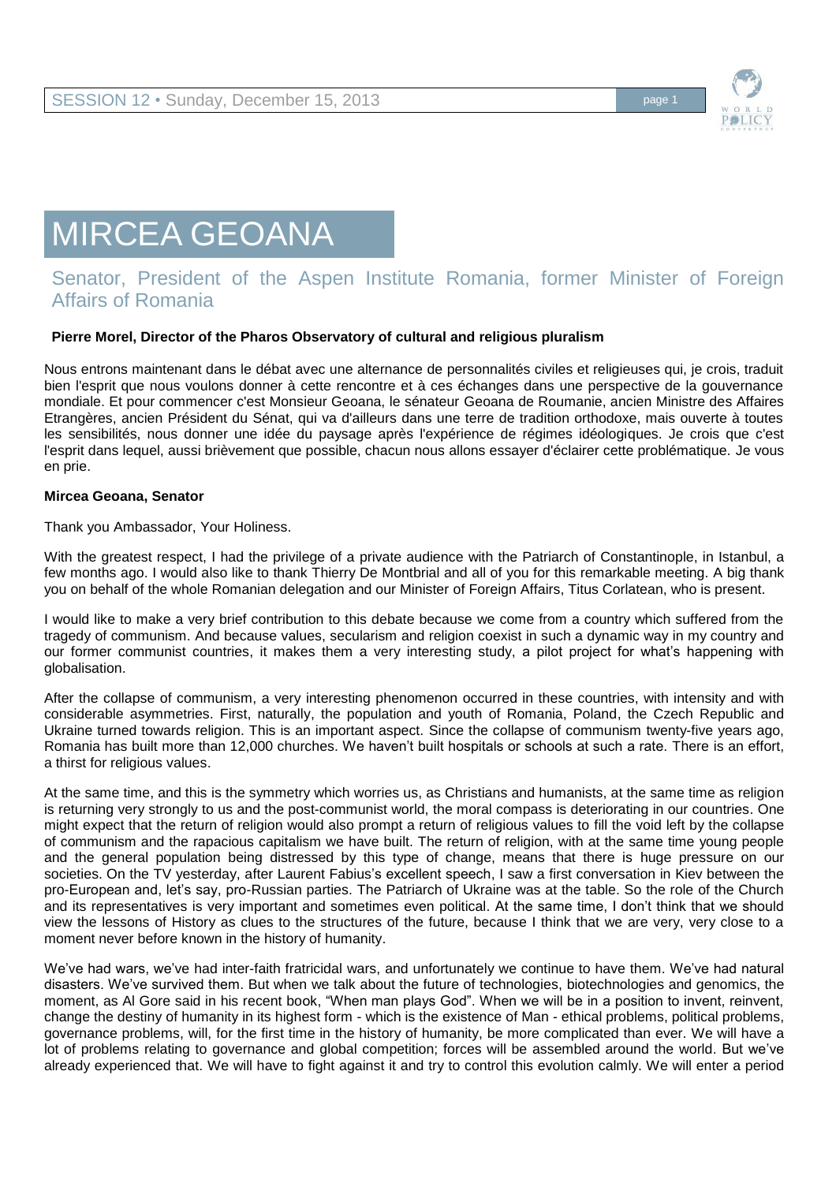# MIRCEA GEOANA

## Senator, President of the Aspen Institute Romania, former Minister of Foreign Affairs of Romania

**Pierre Morel, Director of the Pharos Observatory of cultural and religious pluralism**

Nous entrons maintenant dans le débat avec une alternance de personnalités civiles et religieuses qui, je crois, traduit bien l'esprit que nous voulons donner à cette rencontre et à ces échanges dans une perspective de la gouvernance mondiale. Et pour commencer c'est Monsieur Geoana, le sénateur Geoana de Roumanie, ancien Ministre des Affaires Etrangères, ancien Président du Sénat, qui va d'ailleurs dans une terre de tradition orthodoxe, mais ouverte à toutes les sensibilités, nous donner une idée du paysage après l'expérience de régimes idéologiques. Je crois que c'est l'esprit dans lequel, aussi brièvement que possible, chacun nous allons essayer d'éclairer cette problématique. Je vous en prie.

**Mircea Geoana, Senator**

Thank you Ambassador, Your Holiness.

With the greatest respect, I had the privilege of a private audience with the Patriarch of Constantinople, in Istanbul, a few months ago. I would also like to thank Thierry De Montbrial and all of you for this remarkable meeting. A big thank you on behalf of the whole Romanian delegation and our Minister of Foreign Affairs, Titus Corlatean, who is present.

I would like to make a very brief contribution to this debate because we come from a country which suffered from the tragedy of communism. And because values, secularism and religion coexist in such a dynamic way in my country and our former communist countries, it makes them a very interesting study, a pilot project for what's happening with globalisation.

After the collapse of communism, a very interesting phenomenon occurred in these countries, with intensity and with considerable asymmetries. First, naturally, the population and youth of Romania, Poland, the Czech Republic and Ukraine turned towards religion. This is an important aspect. Since the collapse of communism twenty-five years ago, Romania has built more than 12,000 churches. We haven't built hospitals or schools at such a rate. There is an effort, a thirst for religious values.

At the same time, and this is the symmetry which worries us, as Christians and humanists, at the same time as religion is returning very strongly to us and the post-communist world, the moral compass is deteriorating in our countries. One might expect that the return of religion would also prompt a return of religious values to fill the void left by the collapse of communism and the rapacious capitalism we have built. The return of religion, with at the same time young people and the general population being distressed by this type of change, means that there is huge pressure on our societies. On the TV yesterday, after Laurent Fabius's excellent speech, I saw a first conversation in Kiev between the pro-European and, let's say, pro-Russian parties. The Patriarch of Ukraine was at the table. So the role of the Church and its representatives is very important and sometimes even political. At the same time, I don't think that we should view the lessons of History as clues to the structures of the future, because I think that we are very, very close to a moment never before known in the history of humanity.

We've had wars, we've had inter-faith fratricidal wars, and unfortunately we continue to have them. We've had natural disasters. We've survived them. But when we talk about the future of technologies, biotechnologies and genomics, the moment, as Al Gore said in his recent book, "When man plays God". When we will be in a position to invent, reinvent, change the destiny of humanity in its highest form - which is the existence of Man - ethical problems, political problems, governance problems, will, for the first time in the history of humanity, be more complicated than ever. We will have a lot of problems relating to governance and global competition; forces will be assembled around the world. But we've already experienced that. We will have to fight against it and try to control this evolution calmly. We will enter a period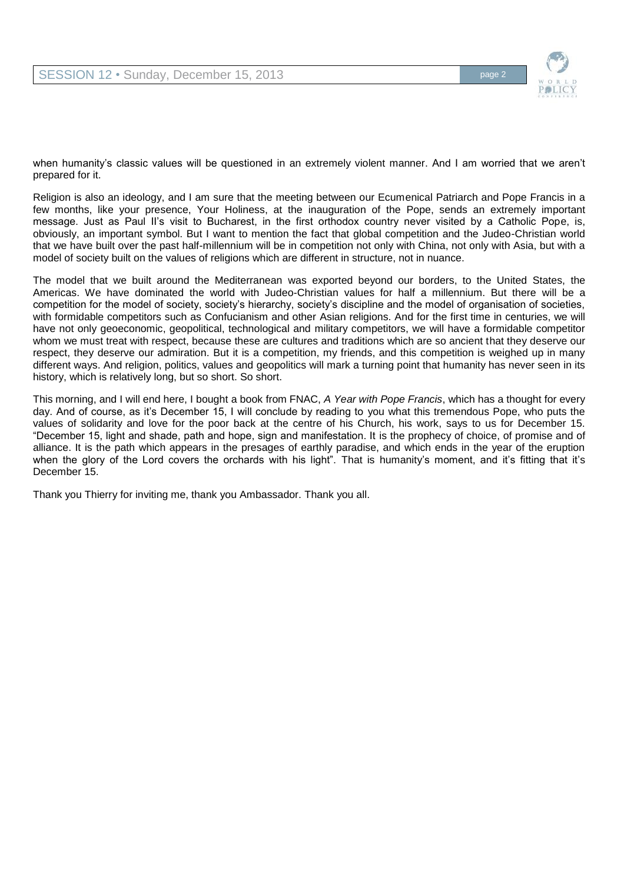when humanity's classic values will be questioned in an extremely violent manner. And I am worried that we aren't prepared for it.

Religion is also an ideology, and I am sure that the meeting between our Ecumenical Patriarch and Pope Francis in a few months, like your presence, Your Holiness, at the inauguration of the Pope, sends an extremely important message. Just as Paul II's visit to Bucharest, in the first orthodox country never visited by a Catholic Pope, is, obviously, an important symbol. But I want to mention the fact that global competition and the Judeo-Christian world that we have built over the past half-millennium will be in competition not only with China, not only with Asia, but with a model of society built on the values of religions which are different in structure, not in nuance.

The model that we built around the Mediterranean was exported beyond our borders, to the United States, the Americas. We have dominated the world with Judeo-Christian values for half a millennium. But there will be a competition for the model of society, society's hierarchy, society's discipline and the model of organisation of societies, with formidable competitors such as Confucianism and other Asian religions. And for the first time in centuries, we will have not only geoeconomic, geopolitical, technological and military competitors, we will have a formidable competitor whom we must treat with respect, because these are cultures and traditions which are so ancient that they deserve our respect, they deserve our admiration. But it is a competition, my friends, and this competition is weighed up in many different ways. And religion, politics, values and geopolitics will mark a turning point that humanity has never seen in its history, which is relatively long, but so short. So short.

This morning, and I will end here, I bought a book from FNAC, *A Year with Pope Francis*, which has a thought for every day. And of course, as it's December 15, I will conclude by reading to you what this tremendous Pope, who puts the values of solidarity and love for the poor back at the centre of his Church, his work, says to us for December 15. "December 15, light and shade, path and hope, sign and manifestation. It is the prophecy of choice, of promise and of alliance. It is the path which appears in the presages of earthly paradise, and which ends in the year of the eruption when the glory of the Lord covers the orchards with his light". That is humanity's moment, and it's fitting that it's December 15.

Thank you Thierry for inviting me, thank you Ambassador. Thank you all.